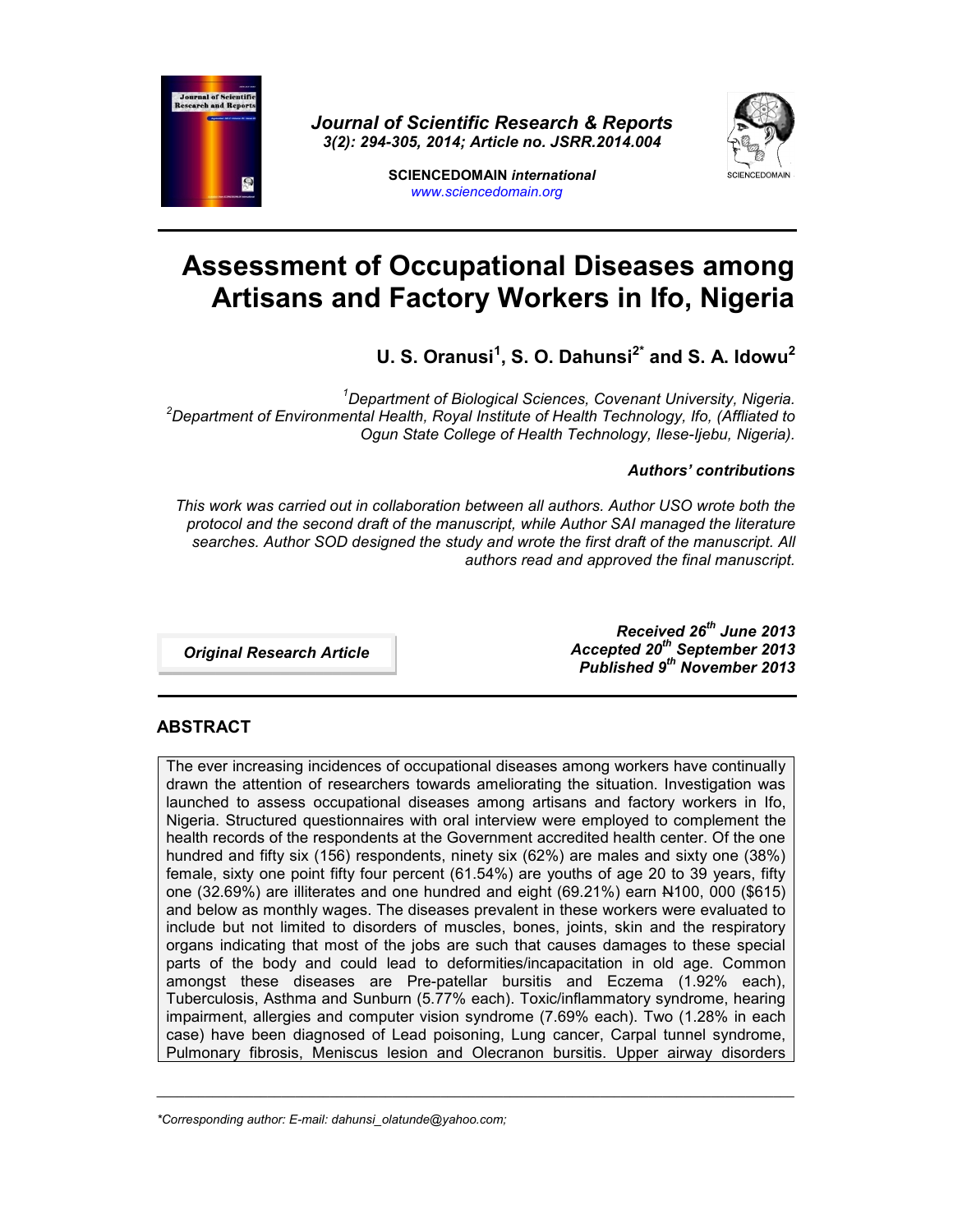*Journal of Scientific Research & Reports*
*3(2): 294-305, 2014; Article no. JSRR.2014.004*

**SCIENCEDOMAIN** *international*
www.sciencedomain.org

# Assessment of Occupational Diseases among Artisans and Factory Workers in Ifo, Nigeria

**U. S. Oranusi[1], S. O. Dahunsi[2*] and S. A. Idowu[2]**

*[1]Department of Biological Sciences, Covenant University, Nigeria.*
*[2]Department of Environmental Health, Royal Institute of Health Technology, Ifo, (Affliated to Ogun State College of Health Technology, Ilese-Ijebu, Nigeria).*

***Authors' contributions***

*This work was carried out in collaboration between all authors. Author USO wrote both the protocol and the second draft of the manuscript, while Author SAI managed the literature searches. Author SOD designed the study and wrote the first draft of the manuscript. All authors read and approved the final manuscript.*

***Original Research Article***

***Received 26th June 2013***
***Accepted 20th September 2013***
***Published 9th November 2013***

## ABSTRACT

The ever increasing incidences of occupational diseases among workers have continually drawn the attention of researchers towards ameliorating the situation. Investigation was launched to assess occupational diseases among artisans and factory workers in Ifo, Nigeria. Structured questionnaires with oral interview were employed to complement the health records of the respondents at the Government accredited health center. Of the one hundred and fifty six (156) respondents, ninety six (62%) are males and sixty one (38%) female, sixty one point fifty four percent (61.54%) are youths of age 20 to 39 years, fifty one (32.69%) are illiterates and one hundred and eight (69.21%) earn ₦100, 000 ($615) and below as monthly wages. The diseases prevalent in these workers were evaluated to include but not limited to disorders of muscles, bones, joints, skin and the respiratory organs indicating that most of the jobs are such that causes damages to these special parts of the body and could lead to deformities/incapacitation in old age. Common amongst these diseases are Pre-patellar bursitis and Eczema (1.92% each), Tuberculosis, Asthma and Sunburn (5.77% each). Toxic/inflammatory syndrome, hearing impairment, allergies and computer vision syndrome (7.69% each). Two (1.28% in each case) have been diagnosed of Lead poisoning, Lung cancer, Carpal tunnel syndrome, Pulmonary fibrosis, Meniscus lesion and Olecranon bursitis. Upper airway disorders

---

*\*Corresponding author: E-mail: dahunsi_olatunde@yahoo.com;*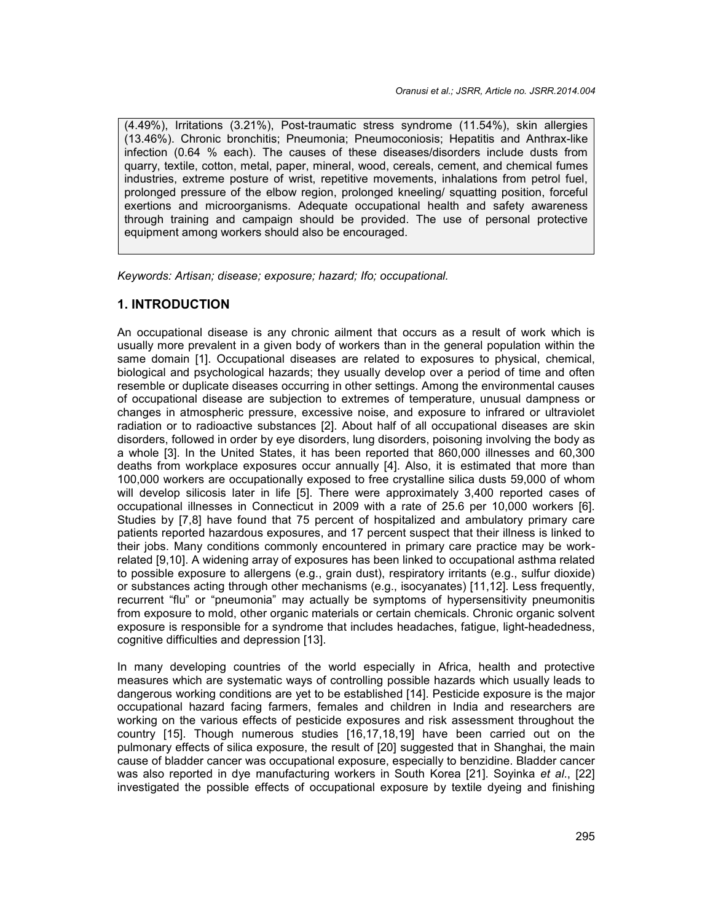(4.49%), Irritations (3.21%), Post-traumatic stress syndrome (11.54%), skin allergies (13.46%). Chronic bronchitis; Pneumonia; Pneumoconiosis; Hepatitis and Anthrax-like infection (0.64 % each). The causes of these diseases/disorders include dusts from quarry, textile, cotton, metal, paper, mineral, wood, cereals, cement, and chemical fumes industries, extreme posture of wrist, repetitive movements, inhalations from petrol fuel, prolonged pressure of the elbow region, prolonged kneeling/ squatting position, forceful exertions and microorganisms. Adequate occupational health and safety awareness through training and campaign should be provided. The use of personal protective equipment among workers should also be encouraged.

*Keywords: Artisan; disease; exposure; hazard; Ifo; occupational.*

## 1. INTRODUCTION

An occupational disease is any chronic ailment that occurs as a result of work which is usually more prevalent in a given body of workers than in the general population within the same domain [1]. Occupational diseases are related to exposures to physical, chemical, biological and psychological hazards; they usually develop over a period of time and often resemble or duplicate diseases occurring in other settings. Among the environmental causes of occupational disease are subjection to extremes of temperature, unusual dampness or changes in atmospheric pressure, excessive noise, and exposure to infrared or ultraviolet radiation or to radioactive substances [2]. About half of all occupational diseases are skin disorders, followed in order by eye disorders, lung disorders, poisoning involving the body as a whole [3]. In the United States, it has been reported that 860,000 illnesses and 60,300 deaths from workplace exposures occur annually [4]. Also, it is estimated that more than 100,000 workers are occupationally exposed to free crystalline silica dusts 59,000 of whom will develop silicosis later in life [5]. There were approximately 3,400 reported cases of occupational illnesses in Connecticut in 2009 with a rate of 25.6 per 10,000 workers [6]. Studies by [7,8] have found that 75 percent of hospitalized and ambulatory primary care patients reported hazardous exposures, and 17 percent suspect that their illness is linked to their jobs. Many conditions commonly encountered in primary care practice may be work-related [9,10]. A widening array of exposures has been linked to occupational asthma related to possible exposure to allergens (e.g., grain dust), respiratory irritants (e.g., sulfur dioxide) or substances acting through other mechanisms (e.g., isocyanates) [11,12]. Less frequently, recurrent "flu" or "pneumonia" may actually be symptoms of hypersensitivity pneumonitis from exposure to mold, other organic materials or certain chemicals. Chronic organic solvent exposure is responsible for a syndrome that includes headaches, fatigue, light-headedness, cognitive difficulties and depression [13].

In many developing countries of the world especially in Africa, health and protective measures which are systematic ways of controlling possible hazards which usually leads to dangerous working conditions are yet to be established [14]. Pesticide exposure is the major occupational hazard facing farmers, females and children in India and researchers are working on the various effects of pesticide exposures and risk assessment throughout the country [15]. Though numerous studies [16,17,18,19] have been carried out on the pulmonary effects of silica exposure, the result of [20] suggested that in Shanghai, the main cause of bladder cancer was occupational exposure, especially to benzidine. Bladder cancer was also reported in dye manufacturing workers in South Korea [21]. Soyinka *et al*., [22] investigated the possible effects of occupational exposure by textile dyeing and finishing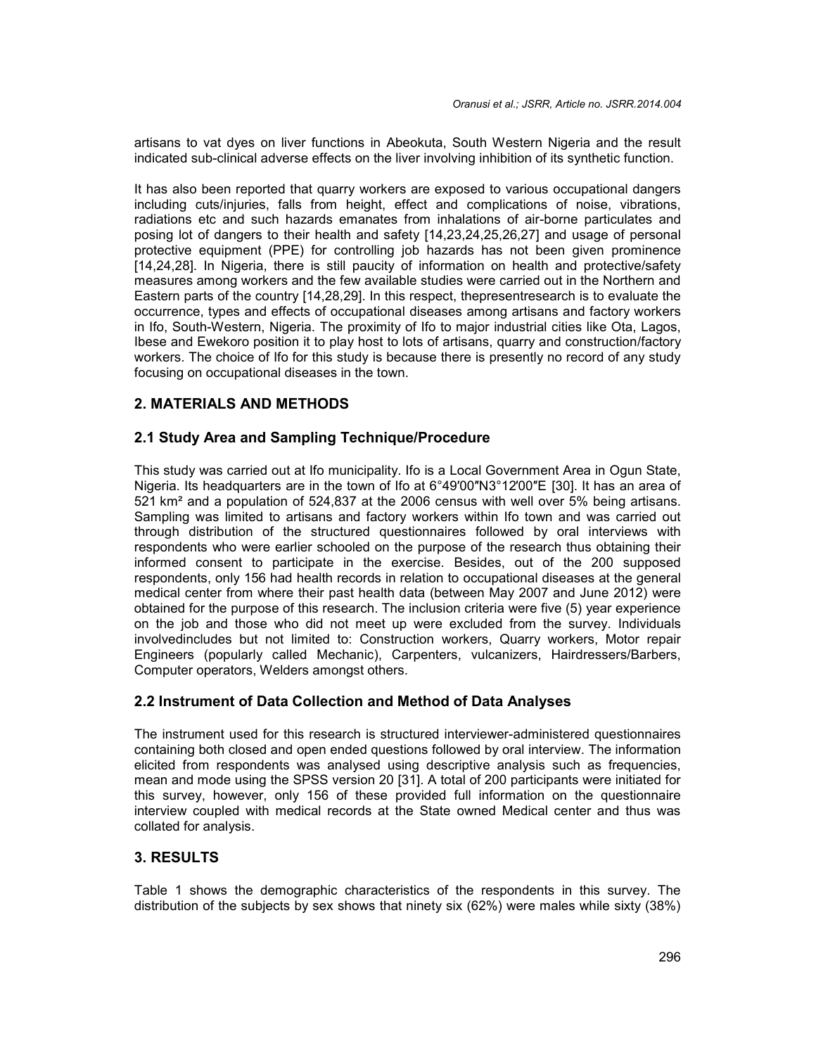artisans to vat dyes on liver functions in Abeokuta, South Western Nigeria and the result indicated sub-clinical adverse effects on the liver involving inhibition of its synthetic function.

It has also been reported that quarry workers are exposed to various occupational dangers including cuts/injuries, falls from height, effect and complications of noise, vibrations, radiations etc and such hazards emanates from inhalations of air-borne particulates and posing lot of dangers to their health and safety [14,23,24,25,26,27] and usage of personal protective equipment (PPE) for controlling job hazards has not been given prominence [14,24,28]. In Nigeria, there is still paucity of information on health and protective/safety measures among workers and the few available studies were carried out in the Northern and Eastern parts of the country [14,28,29]. In this respect, thepresentresearch is to evaluate the occurrence, types and effects of occupational diseases among artisans and factory workers in Ifo, South-Western, Nigeria. The proximity of Ifo to major industrial cities like Ota, Lagos, Ibese and Ewekoro position it to play host to lots of artisans, quarry and construction/factory workers. The choice of Ifo for this study is because there is presently no record of any study focusing on occupational diseases in the town.

## 2. MATERIALS AND METHODS

### 2.1 Study Area and Sampling Technique/Procedure

This study was carried out at Ifo municipality. Ifo is a Local Government Area in Ogun State, Nigeria. Its headquarters are in the town of Ifo at 6°49′00″N3°12′00″E [30]. It has an area of 521 km² and a population of 524,837 at the 2006 census with well over 5% being artisans. Sampling was limited to artisans and factory workers within Ifo town and was carried out through distribution of the structured questionnaires followed by oral interviews with respondents who were earlier schooled on the purpose of the research thus obtaining their informed consent to participate in the exercise. Besides, out of the 200 supposed respondents, only 156 had health records in relation to occupational diseases at the general medical center from where their past health data (between May 2007 and June 2012) were obtained for the purpose of this research. The inclusion criteria were five (5) year experience on the job and those who did not meet up were excluded from the survey. Individuals involvedincludes but not limited to: Construction workers, Quarry workers, Motor repair Engineers (popularly called Mechanic), Carpenters, vulcanizers, Hairdressers/Barbers, Computer operators, Welders amongst others.

### 2.2 Instrument of Data Collection and Method of Data Analyses

The instrument used for this research is structured interviewer-administered questionnaires containing both closed and open ended questions followed by oral interview. The information elicited from respondents was analysed using descriptive analysis such as frequencies, mean and mode using the SPSS version 20 [31]. A total of 200 participants were initiated for this survey, however, only 156 of these provided full information on the questionnaire interview coupled with medical records at the State owned Medical center and thus was collated for analysis.

## 3. RESULTS

Table 1 shows the demographic characteristics of the respondents in this survey. The distribution of the subjects by sex shows that ninety six (62%) were males while sixty (38%)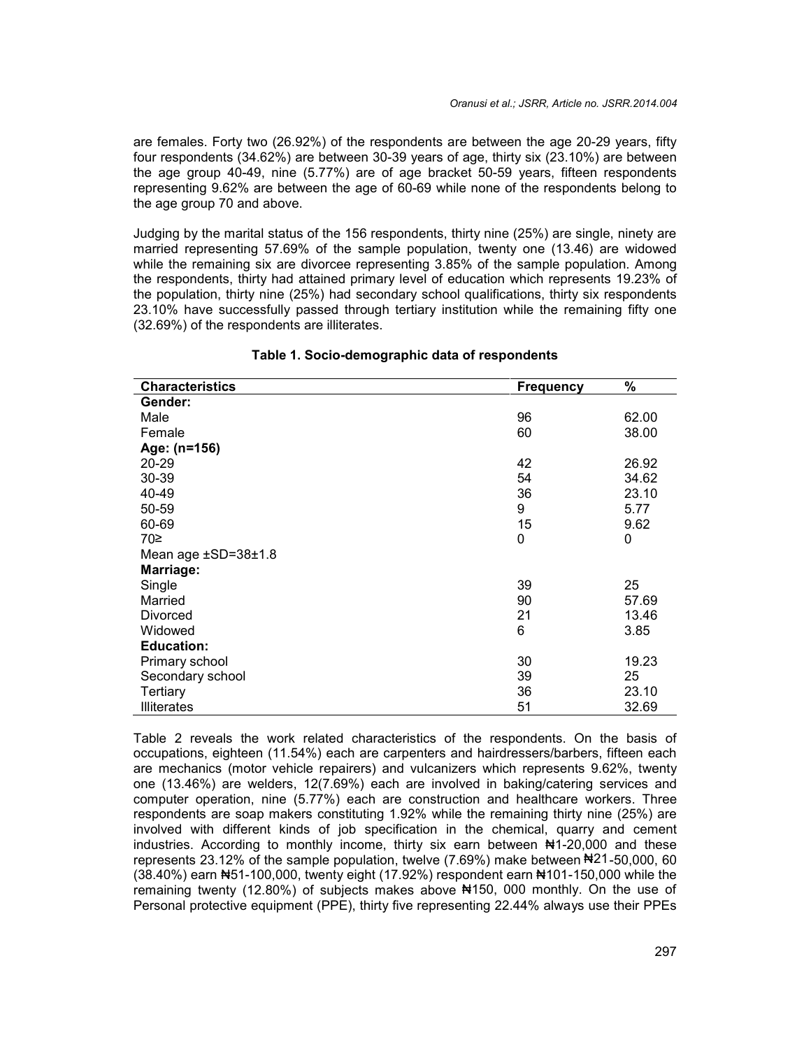are females. Forty two (26.92%) of the respondents are between the age 20-29 years, fifty four respondents (34.62%) are between 30-39 years of age, thirty six (23.10%) are between the age group 40-49, nine (5.77%) are of age bracket 50-59 years, fifteen respondents representing 9.62% are between the age of 60-69 while none of the respondents belong to the age group 70 and above.

Judging by the marital status of the 156 respondents, thirty nine (25%) are single, ninety are married representing 57.69% of the sample population, twenty one (13.46) are widowed while the remaining six are divorcee representing 3.85% of the sample population. Among the respondents, thirty had attained primary level of education which represents 19.23% of the population, thirty nine (25%) had secondary school qualifications, thirty six respondents 23.10% have successfully passed through tertiary institution while the remaining fifty one (32.69%) of the respondents are illiterates.

**Table 1. Socio-demographic data of respondents**

| Characteristics | Frequency | % |
|---|---|---|
| **Gender:** | | |
| Male | 96 | 62.00 |
| Female | 60 | 38.00 |
| **Age: (n=156)** | | |
| 20-29 | 42 | 26.92 |
| 30-39 | 54 | 34.62 |
| 40-49 | 36 | 23.10 |
| 50-59 | 9 | 5.77 |
| 60-69 | 15 | 9.62 |
| 70≥ | 0 | 0 |
| Mean age ±SD=38±1.8 | | |
| **Marriage:** | | |
| Single | 39 | 25 |
| Married | 90 | 57.69 |
| Divorced | 21 | 13.46 |
| Widowed | 6 | 3.85 |
| **Education:** | | |
| Primary school | 30 | 19.23 |
| Secondary school | 39 | 25 |
| Tertiary | 36 | 23.10 |
| Illiterates | 51 | 32.69 |

Table 2 reveals the work related characteristics of the respondents. On the basis of occupations, eighteen (11.54%) each are carpenters and hairdressers/barbers, fifteen each are mechanics (motor vehicle repairers) and vulcanizers which represents 9.62%, twenty one (13.46%) are welders, 12(7.69%) each are involved in baking/catering services and computer operation, nine (5.77%) each are construction and healthcare workers. Three respondents are soap makers constituting 1.92% while the remaining thirty nine (25%) are involved with different kinds of job specification in the chemical, quarry and cement industries. According to monthly income, thirty six earn between ₦1-20,000 and these represents 23.12% of the sample population, twelve (7.69%) make between ₦21-50,000, 60 (38.40%) earn ₦51-100,000, twenty eight (17.92%) respondent earn ₦101-150,000 while the remaining twenty (12.80%) of subjects makes above ₦150, 000 monthly. On the use of Personal protective equipment (PPE), thirty five representing 22.44% always use their PPEs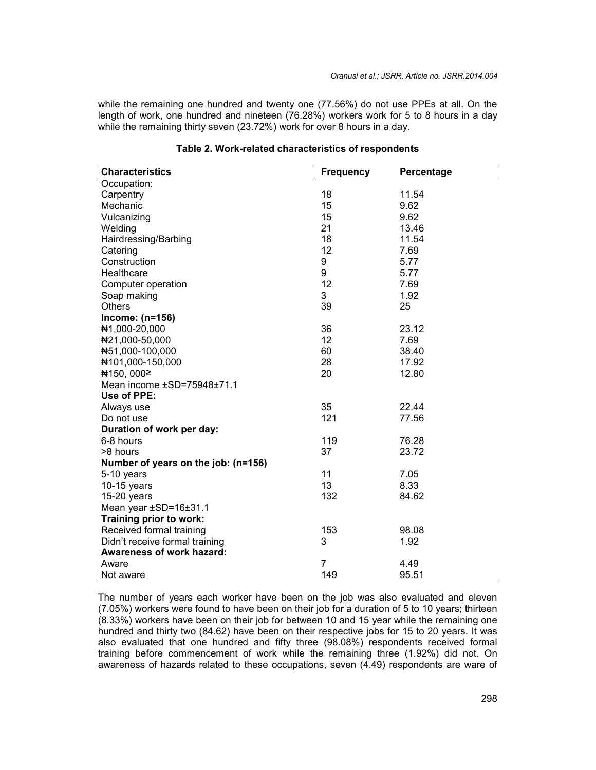while the remaining one hundred and twenty one (77.56%) do not use PPEs at all. On the length of work, one hundred and nineteen (76.28%) workers work for 5 to 8 hours in a day while the remaining thirty seven (23.72%) work for over 8 hours in a day.

**Table 2. Work-related characteristics of respondents**

| Characteristics | Frequency | Percentage |
|---|---|---|
| Occupation: | | |
| Carpentry | 18 | 11.54 |
| Mechanic | 15 | 9.62 |
| Vulcanizing | 15 | 9.62 |
| Welding | 21 | 13.46 |
| Hairdressing/Barbing | 18 | 11.54 |
| Catering | 12 | 7.69 |
| Construction | 9 | 5.77 |
| Healthcare | 9 | 5.77 |
| Computer operation | 12 | 7.69 |
| Soap making | 3 | 1.92 |
| Others | 39 | 25 |
| **Income: (n=156)** | | |
| ₦1,000-20,000 | 36 | 23.12 |
| ₦21,000-50,000 | 12 | 7.69 |
| ₦51,000-100,000 | 60 | 38.40 |
| ₦101,000-150,000 | 28 | 17.92 |
| ₦150, 000≥ | 20 | 12.80 |
| Mean income ±SD=75948±71.1 | | |
| **Use of PPE:** | | |
| Always use | 35 | 22.44 |
| Do not use | 121 | 77.56 |
| **Duration of work per day:** | | |
| 6-8 hours | 119 | 76.28 |
| >8 hours | 37 | 23.72 |
| **Number of years on the job: (n=156)** | | |
| 5-10 years | 11 | 7.05 |
| 10-15 years | 13 | 8.33 |
| 15-20 years | 132 | 84.62 |
| Mean year ±SD=16±31.1 | | |
| **Training prior to work:** | | |
| Received formal training | 153 | 98.08 |
| Didn't receive formal training | 3 | 1.92 |
| **Awareness of work hazard:** | | |
| Aware | 7 | 4.49 |
| Not aware | 149 | 95.51 |

The number of years each worker have been on the job was also evaluated and eleven (7.05%) workers were found to have been on their job for a duration of 5 to 10 years; thirteen (8.33%) workers have been on their job for between 10 and 15 year while the remaining one hundred and thirty two (84.62) have been on their respective jobs for 15 to 20 years. It was also evaluated that one hundred and fifty three (98.08%) respondents received formal training before commencement of work while the remaining three (1.92%) did not. On awareness of hazards related to these occupations, seven (4.49) respondents are ware of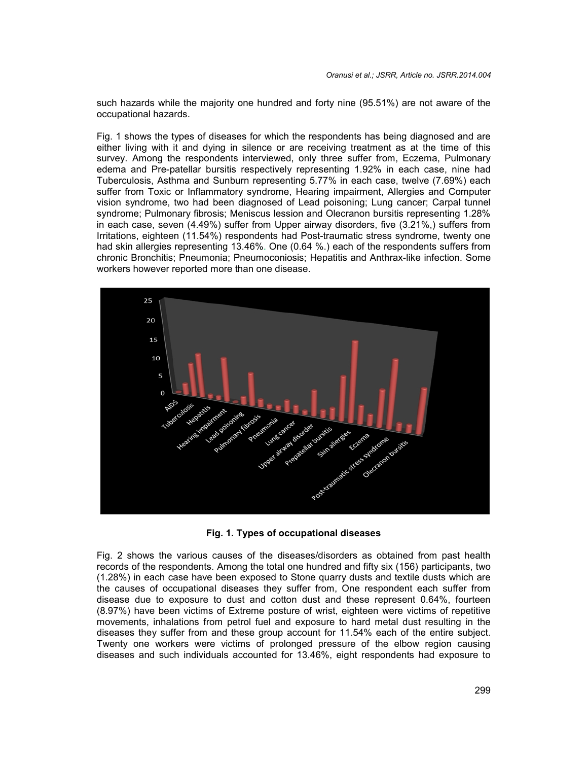such hazards while the majority one hundred and forty nine (95.51%) are not aware of the occupational hazards.

Fig. 1 shows the types of diseases for which the respondents has being diagnosed and are either living with it and dying in silence or are receiving treatment as at the time of this survey. Among the respondents interviewed, only three suffer from, Eczema, Pulmonary edema and Pre-patellar bursitis respectively representing 1.92% in each case, nine had Tuberculosis, Asthma and Sunburn representing 5.77% in each case, twelve (7.69%) each suffer from Toxic or Inflammatory syndrome, Hearing impairment, Allergies and Computer vision syndrome, two had been diagnosed of Lead poisoning; Lung cancer; Carpal tunnel syndrome; Pulmonary fibrosis; Meniscus lession and Olecranon bursitis representing 1.28% in each case, seven (4.49%) suffer from Upper airway disorders, five (3.21%,) suffers from Irritations, eighteen (11.54%) respondents had Post-traumatic stress syndrome, twenty one had skin allergies representing 13.46%. One (0.64 %.) each of the respondents suffers from chronic Bronchitis; Pneumonia; Pneumoconiosis; Hepatitis and Anthrax-like infection. Some workers however reported more than one disease.

**Fig. 1. Types of occupational diseases**

Fig. 2 shows the various causes of the diseases/disorders as obtained from past health records of the respondents. Among the total one hundred and fifty six (156) participants, two (1.28%) in each case have been exposed to Stone quarry dusts and textile dusts which are the causes of occupational diseases they suffer from, One respondent each suffer from disease due to exposure to dust and cotton dust and these represent 0.64%, fourteen (8.97%) have been victims of Extreme posture of wrist, eighteen were victims of repetitive movements, inhalations from petrol fuel and exposure to hard metal dust resulting in the diseases they suffer from and these group account for 11.54% each of the entire subject. Twenty one workers were victims of prolonged pressure of the elbow region causing diseases and such individuals accounted for 13.46%, eight respondents had exposure to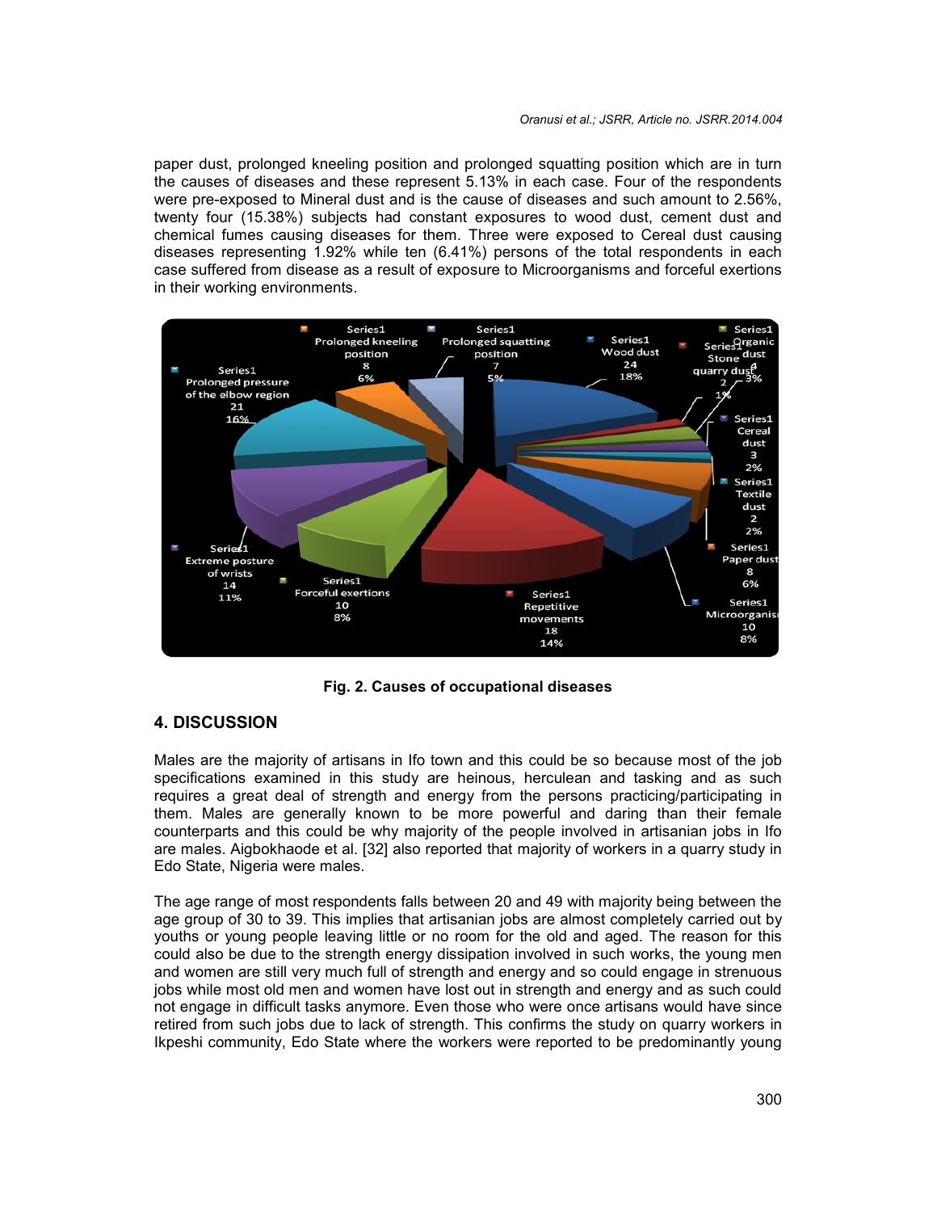paper dust, prolonged kneeling position and prolonged squatting position which are in turn the causes of diseases and these represent 5.13% in each case. Four of the respondents were pre-exposed to Mineral dust and is the cause of diseases and such amount to 2.56%, twenty four (15.38%) subjects had constant exposures to wood dust, cement dust and chemical fumes causing diseases for them. Three were exposed to Cereal dust causing diseases representing 1.92% while ten (6.41%) persons of the total respondents in each case suffered from disease as a result of exposure to Microorganisms and forceful exertions in their working environments.

**Fig. 2. Causes of occupational diseases**

## 4. DISCUSSION

Males are the majority of artisans in Ifo town and this could be so because most of the job specifications examined in this study are heinous, herculean and tasking and as such requires a great deal of strength and energy from the persons practicing/participating in them. Males are generally known to be more powerful and daring than their female counterparts and this could be why majority of the people involved in artisanian jobs in Ifo are males. Aigbokhaode et al. [32] also reported that majority of workers in a quarry study in Edo State, Nigeria were males.

The age range of most respondents falls between 20 and 49 with majority being between the age group of 30 to 39. This implies that artisanian jobs are almost completely carried out by youths or young people leaving little or no room for the old and aged. The reason for this could also be due to the strength energy dissipation involved in such works, the young men and women are still very much full of strength and energy and so could engage in strenuous jobs while most old men and women have lost out in strength and energy and as such could not engage in difficult tasks anymore. Even those who were once artisans would have since retired from such jobs due to lack of strength. This confirms the study on quarry workers in Ikpeshi community, Edo State where the workers were reported to be predominantly young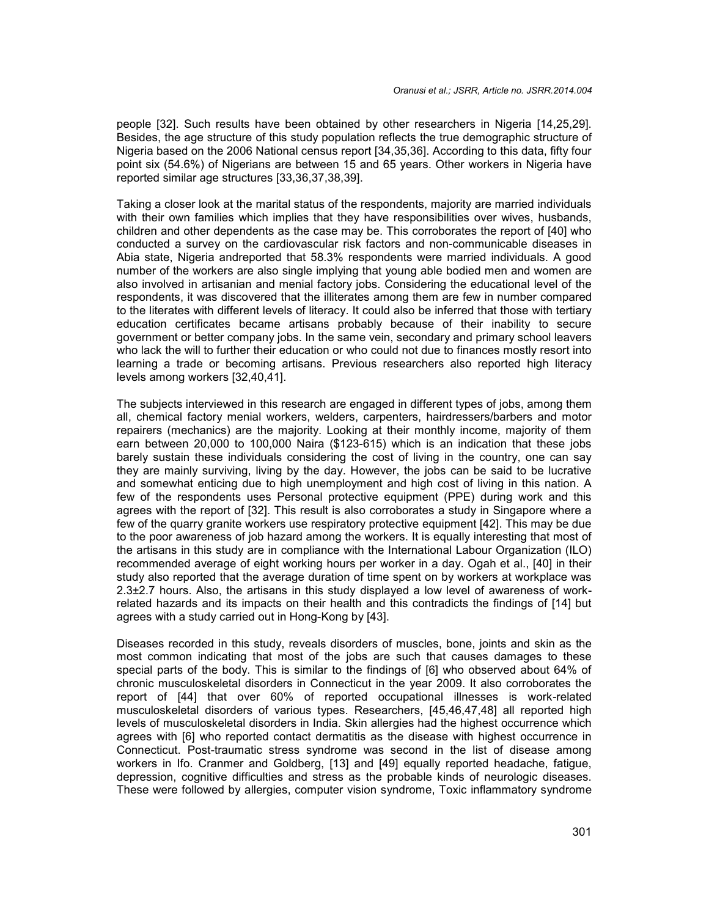people [32]. Such results have been obtained by other researchers in Nigeria [14,25,29]. Besides, the age structure of this study population reflects the true demographic structure of Nigeria based on the 2006 National census report [34,35,36]. According to this data, fifty four point six (54.6%) of Nigerians are between 15 and 65 years. Other workers in Nigeria have reported similar age structures [33,36,37,38,39].

Taking a closer look at the marital status of the respondents, majority are married individuals with their own families which implies that they have responsibilities over wives, husbands, children and other dependents as the case may be. This corroborates the report of [40] who conducted a survey on the cardiovascular risk factors and non-communicable diseases in Abia state, Nigeria andreported that 58.3% respondents were married individuals. A good number of the workers are also single implying that young able bodied men and women are also involved in artisanian and menial factory jobs. Considering the educational level of the respondents, it was discovered that the illiterates among them are few in number compared to the literates with different levels of literacy. It could also be inferred that those with tertiary education certificates became artisans probably because of their inability to secure government or better company jobs. In the same vein, secondary and primary school leavers who lack the will to further their education or who could not due to finances mostly resort into learning a trade or becoming artisans. Previous researchers also reported high literacy levels among workers [32,40,41].

The subjects interviewed in this research are engaged in different types of jobs, among them all, chemical factory menial workers, welders, carpenters, hairdressers/barbers and motor repairers (mechanics) are the majority. Looking at their monthly income, majority of them earn between 20,000 to 100,000 Naira ($123-615) which is an indication that these jobs barely sustain these individuals considering the cost of living in the country, one can say they are mainly surviving, living by the day. However, the jobs can be said to be lucrative and somewhat enticing due to high unemployment and high cost of living in this nation. A few of the respondents uses Personal protective equipment (PPE) during work and this agrees with the report of [32]. This result is also corroborates a study in Singapore where a few of the quarry granite workers use respiratory protective equipment [42]. This may be due to the poor awareness of job hazard among the workers. It is equally interesting that most of the artisans in this study are in compliance with the International Labour Organization (ILO) recommended average of eight working hours per worker in a day. Ogah et al., [40] in their study also reported that the average duration of time spent on by workers at workplace was 2.3±2.7 hours. Also, the artisans in this study displayed a low level of awareness of work-related hazards and its impacts on their health and this contradicts the findings of [14] but agrees with a study carried out in Hong-Kong by [43].

Diseases recorded in this study, reveals disorders of muscles, bone, joints and skin as the most common indicating that most of the jobs are such that causes damages to these special parts of the body. This is similar to the findings of [6] who observed about 64% of chronic musculoskeletal disorders in Connecticut in the year 2009. It also corroborates the report of [44] that over 60% of reported occupational illnesses is work-related musculoskeletal disorders of various types. Researchers, [45,46,47,48] all reported high levels of musculoskeletal disorders in India. Skin allergies had the highest occurrence which agrees with [6] who reported contact dermatitis as the disease with highest occurrence in Connecticut. Post-traumatic stress syndrome was second in the list of disease among workers in Ifo. Cranmer and Goldberg, [13] and [49] equally reported headache, fatigue, depression, cognitive difficulties and stress as the probable kinds of neurologic diseases. These were followed by allergies, computer vision syndrome, Toxic inflammatory syndrome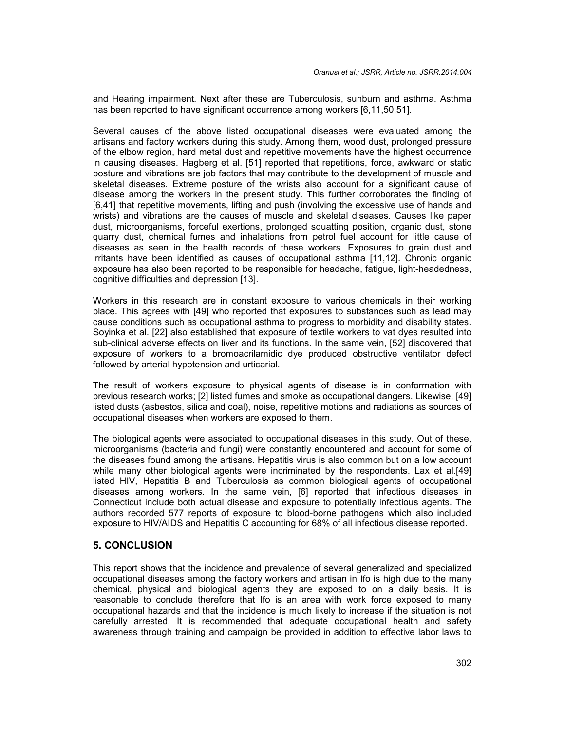and Hearing impairment. Next after these are Tuberculosis, sunburn and asthma. Asthma has been reported to have significant occurrence among workers [6,11,50,51].

Several causes of the above listed occupational diseases were evaluated among the artisans and factory workers during this study. Among them, wood dust, prolonged pressure of the elbow region, hard metal dust and repetitive movements have the highest occurrence in causing diseases. Hagberg et al. [51] reported that repetitions, force, awkward or static posture and vibrations are job factors that may contribute to the development of muscle and skeletal diseases. Extreme posture of the wrists also account for a significant cause of disease among the workers in the present study. This further corroborates the finding of [6,41] that repetitive movements, lifting and push (involving the excessive use of hands and wrists) and vibrations are the causes of muscle and skeletal diseases. Causes like paper dust, microorganisms, forceful exertions, prolonged squatting position, organic dust, stone quarry dust, chemical fumes and inhalations from petrol fuel account for little cause of diseases as seen in the health records of these workers. Exposures to grain dust and irritants have been identified as causes of occupational asthma [11,12]. Chronic organic exposure has also been reported to be responsible for headache, fatigue, light-headedness, cognitive difficulties and depression [13].

Workers in this research are in constant exposure to various chemicals in their working place. This agrees with [49] who reported that exposures to substances such as lead may cause conditions such as occupational asthma to progress to morbidity and disability states. Soyinka et al. [22] also established that exposure of textile workers to vat dyes resulted into sub-clinical adverse effects on liver and its functions. In the same vein, [52] discovered that exposure of workers to a bromoacrilamidic dye produced obstructive ventilator defect followed by arterial hypotension and urticarial.

The result of workers exposure to physical agents of disease is in conformation with previous research works; [2] listed fumes and smoke as occupational dangers. Likewise, [49] listed dusts (asbestos, silica and coal), noise, repetitive motions and radiations as sources of occupational diseases when workers are exposed to them.

The biological agents were associated to occupational diseases in this study. Out of these, microorganisms (bacteria and fungi) were constantly encountered and account for some of the diseases found among the artisans. Hepatitis virus is also common but on a low account while many other biological agents were incriminated by the respondents. Lax et al.[49] listed HIV, Hepatitis B and Tuberculosis as common biological agents of occupational diseases among workers. In the same vein, [6] reported that infectious diseases in Connecticut include both actual disease and exposure to potentially infectious agents. The authors recorded 577 reports of exposure to blood-borne pathogens which also included exposure to HIV/AIDS and Hepatitis C accounting for 68% of all infectious disease reported.

## 5. CONCLUSION

This report shows that the incidence and prevalence of several generalized and specialized occupational diseases among the factory workers and artisan in Ifo is high due to the many chemical, physical and biological agents they are exposed to on a daily basis. It is reasonable to conclude therefore that Ifo is an area with work force exposed to many occupational hazards and that the incidence is much likely to increase if the situation is not carefully arrested. It is recommended that adequate occupational health and safety awareness through training and campaign be provided in addition to effective labor laws to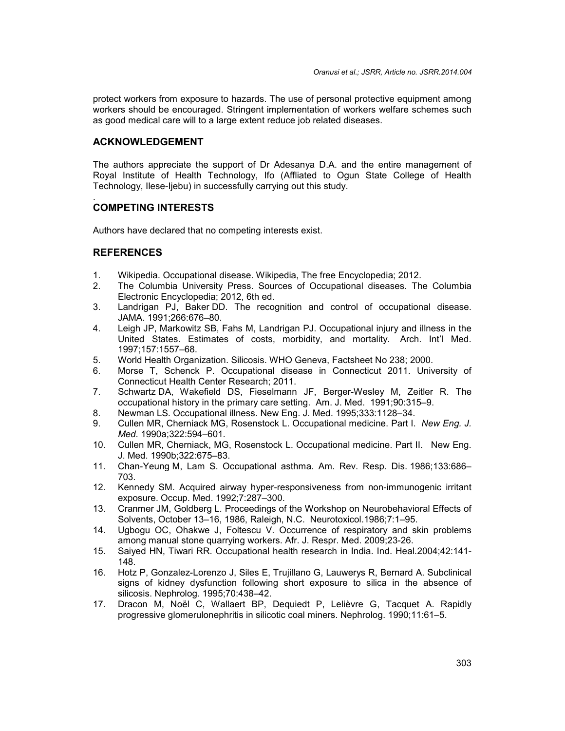protect workers from exposure to hazards. The use of personal protective equipment among workers should be encouraged. Stringent implementation of workers welfare schemes such as good medical care will to a large extent reduce job related diseases.

## ACKNOWLEDGEMENT

The authors appreciate the support of Dr Adesanya D.A. and the entire management of Royal Institute of Health Technology, Ifo (Affliated to Ogun State College of Health Technology, Ilese-Ijebu) in successfully carrying out this study.

.

## COMPETING INTERESTS

Authors have declared that no competing interests exist.

## REFERENCES

1. Wikipedia. Occupational disease. Wikipedia, The free Encyclopedia; 2012.
2. The Columbia University Press. Sources of Occupational diseases. The Columbia Electronic Encyclopedia; 2012, 6th ed.
3. Landrigan PJ, Baker DD. The recognition and control of occupational disease. JAMA. 1991;266:676–80.
4. Leigh JP, Markowitz SB, Fahs M, Landrigan PJ. Occupational injury and illness in the United States. Estimates of costs, morbidity, and mortality. Arch. Int'l Med. 1997;157:1557–68.
5. World Health Organization. Silicosis. WHO Geneva, Factsheet No 238; 2000.
6. Morse T, Schenck P. Occupational disease in Connecticut 2011. University of Connecticut Health Center Research; 2011.
7. Schwartz DA, Wakefield DS, Fieselmann JF, Berger-Wesley M, Zeitler R. The occupational history in the primary care setting. Am. J. Med. 1991;90:315–9.
8. Newman LS. Occupational illness. New Eng. J. Med. 1995;333:1128–34.
9. Cullen MR, Cherniack MG, Rosenstock L. Occupational medicine. Part I. *New Eng. J. Med*. 1990a;322:594–601.
10. Cullen MR, Cherniack, MG, Rosenstock L. Occupational medicine. Part II. New Eng. J. Med. 1990b;322:675–83.
11. Chan-Yeung M, Lam S. Occupational asthma. Am. Rev. Resp. Dis. 1986;133:686–703.
12. Kennedy SM. Acquired airway hyper-responsiveness from non-immunogenic irritant exposure. Occup. Med. 1992;7:287–300.
13. Cranmer JM, Goldberg L. Proceedings of the Workshop on Neurobehavioral Effects of Solvents, October 13–16, 1986, Raleigh, N.C. Neurotoxicol.1986;7:1–95.
14. Ugbogu OC, Ohakwe J, Foltescu V. Occurrence of respiratory and skin problems among manual stone quarrying workers. Afr. J. Respr. Med. 2009;23-26.
15. Saiyed HN, Tiwari RR. Occupational health research in India. Ind. Heal.2004;42:141-148.
16. Hotz P, Gonzalez-Lorenzo J, Siles E, Trujillano G, Lauwerys R, Bernard A. Subclinical signs of kidney dysfunction following short exposure to silica in the absence of silicosis. Nephrolog. 1995;70:438–42.
17. Dracon M, Noël C, Wallaert BP, Dequiedt P, Lelièvre G, Tacquet A. Rapidly progressive glomerulonephritis in silicotic coal miners. Nephrolog. 1990;11:61–5.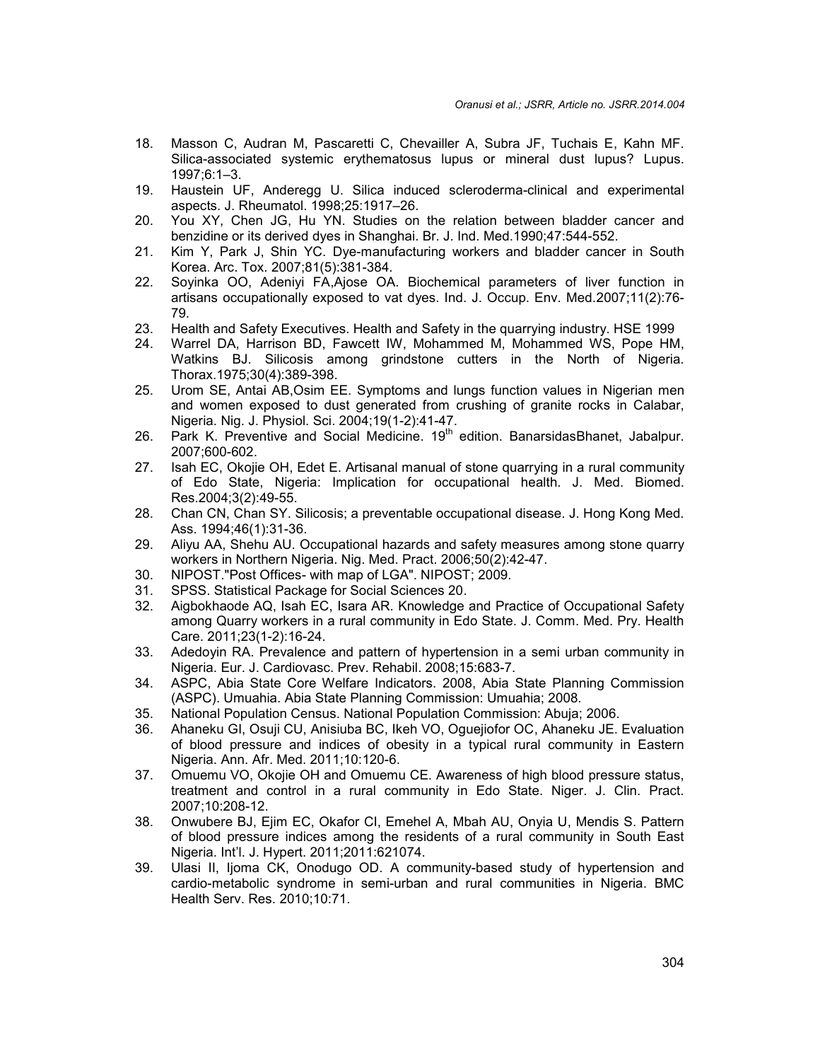18. Masson C, Audran M, Pascaretti C, Chevailler A, Subra JF, Tuchais E, Kahn MF. Silica-associated systemic erythematosus lupus or mineral dust lupus? Lupus. 1997;6:1–3.
19. Haustein UF, Anderegg U. Silica induced scleroderma-clinical and experimental aspects. J. Rheumatol. 1998;25:1917–26.
20. You XY, Chen JG, Hu YN. Studies on the relation between bladder cancer and benzidine or its derived dyes in Shanghai. Br. J. Ind. Med.1990;47:544-552.
21. Kim Y, Park J, Shin YC. Dye-manufacturing workers and bladder cancer in South Korea. Arc. Tox. 2007;81(5):381-384.
22. Soyinka OO, Adeniyi FA,Ajose OA. Biochemical parameters of liver function in artisans occupationally exposed to vat dyes. Ind. J. Occup. Env. Med.2007;11(2):76-79.
23. Health and Safety Executives. Health and Safety in the quarrying industry. HSE 1999
24. Warrel DA, Harrison BD, Fawcett IW, Mohammed M, Mohammed WS, Pope HM, Watkins BJ. Silicosis among grindstone cutters in the North of Nigeria. Thorax.1975;30(4):389-398.
25. Urom SE, Antai AB,Osim EE. Symptoms and lungs function values in Nigerian men and women exposed to dust generated from crushing of granite rocks in Calabar, Nigeria. Nig. J. Physiol. Sci. 2004;19(1-2):41-47.
26. Park K. Preventive and Social Medicine. 19th edition. BanarsidasBhanet, Jabalpur. 2007;600-602.
27. Isah EC, Okojie OH, Edet E. Artisanal manual of stone quarrying in a rural community of Edo State, Nigeria: Implication for occupational health. J. Med. Biomed. Res.2004;3(2):49-55.
28. Chan CN, Chan SY. Silicosis; a preventable occupational disease. J. Hong Kong Med. Ass. 1994;46(1):31-36.
29. Aliyu AA, Shehu AU. Occupational hazards and safety measures among stone quarry workers in Northern Nigeria. Nig. Med. Pract. 2006;50(2):42-47.
30. NIPOST."Post Offices- with map of LGA". NIPOST; 2009.
31. SPSS. Statistical Package for Social Sciences 20.
32. Aigbokhaode AQ, Isah EC, Isara AR. Knowledge and Practice of Occupational Safety among Quarry workers in a rural community in Edo State. J. Comm. Med. Pry. Health Care. 2011;23(1-2):16-24.
33. Adedoyin RA. Prevalence and pattern of hypertension in a semi urban community in Nigeria. Eur. J. Cardiovasc. Prev. Rehabil. 2008;15:683-7.
34. ASPC, Abia State Core Welfare Indicators. 2008, Abia State Planning Commission (ASPC). Umuahia. Abia State Planning Commission: Umuahia; 2008.
35. National Population Census. National Population Commission: Abuja; 2006.
36. Ahaneku GI, Osuji CU, Anisiuba BC, Ikeh VO, Oguejiofor OC, Ahaneku JE. Evaluation of blood pressure and indices of obesity in a typical rural community in Eastern Nigeria. Ann. Afr. Med. 2011;10:120-6.
37. Omuemu VO, Okojie OH and Omuemu CE. Awareness of high blood pressure status, treatment and control in a rural community in Edo State. Niger. J. Clin. Pract. 2007;10:208-12.
38. Onwubere BJ, Ejim EC, Okafor CI, Emehel A, Mbah AU, Onyia U, Mendis S. Pattern of blood pressure indices among the residents of a rural community in South East Nigeria. Int'l. J. Hypert. 2011;2011:621074.
39. Ulasi II, Ijoma CK, Onodugo OD. A community-based study of hypertension and cardio-metabolic syndrome in semi-urban and rural communities in Nigeria. BMC Health Serv. Res. 2010;10:71.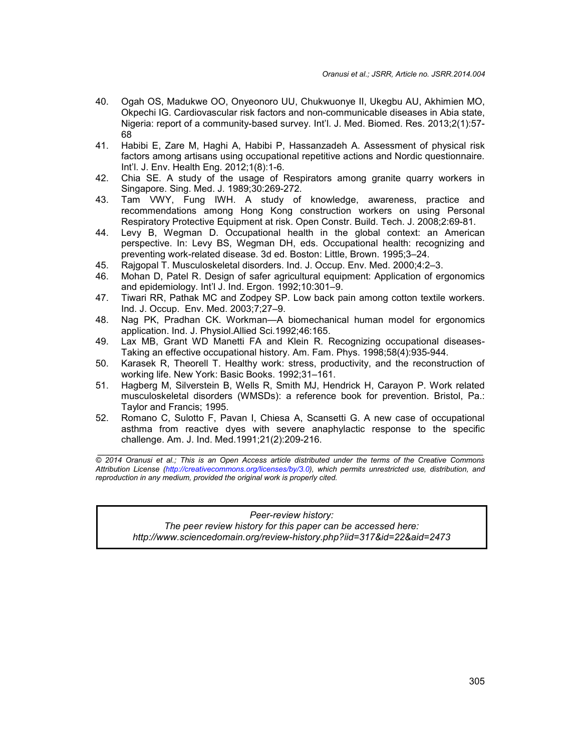40. Ogah OS, Madukwe OO, Onyeonoro UU, Chukwuonye II, Ukegbu AU, Akhimien MO, Okpechi IG. Cardiovascular risk factors and non-communicable diseases in Abia state, Nigeria: report of a community-based survey. Int'l. J. Med. Biomed. Res. 2013;2(1):57-68
41. Habibi E, Zare M, Haghi A, Habibi P, Hassanzadeh A. Assessment of physical risk factors among artisans using occupational repetitive actions and Nordic questionnaire. Int'l. J. Env. Health Eng. 2012;1(8):1-6.
42. Chia SE. A study of the usage of Respirators among granite quarry workers in Singapore. Sing. Med. J. 1989;30:269-272.
43. Tam VWY, Fung IWH. A study of knowledge, awareness, practice and recommendations among Hong Kong construction workers on using Personal Respiratory Protective Equipment at risk. Open Constr. Build. Tech. J. 2008;2:69-81.
44. Levy B, Wegman D. Occupational health in the global context: an American perspective. In: Levy BS, Wegman DH, eds. Occupational health: recognizing and preventing work-related disease. 3d ed. Boston: Little, Brown. 1995;3–24.
45. Rajgopal T. Musculoskeletal disorders. Ind. J. Occup. Env. Med. 2000;4:2–3.
46. Mohan D, Patel R. Design of safer agricultural equipment: Application of ergonomics and epidemiology. Int'l J. Ind. Ergon. 1992;10:301–9.
47. Tiwari RR, Pathak MC and Zodpey SP. Low back pain among cotton textile workers. Ind. J. Occup. Env. Med. 2003;7;27–9.
48. Nag PK, Pradhan CK. Workman—A biomechanical human model for ergonomics application. Ind. J. Physiol.Allied Sci.1992;46:165.
49. Lax MB, Grant WD Manetti FA and Klein R. Recognizing occupational diseases-Taking an effective occupational history. Am. Fam. Phys. 1998;58(4):935-944.
50. Karasek R, Theorell T. Healthy work: stress, productivity, and the reconstruction of working life. New York: Basic Books. 1992;31–161.
51. Hagberg M, Silverstein B, Wells R, Smith MJ, Hendrick H, Carayon P. Work related musculoskeletal disorders (WMSDs): a reference book for prevention. Bristol, Pa.: Taylor and Francis; 1995.
52. Romano C, Sulotto F, Pavan I, Chiesa A, Scansetti G. A new case of occupational asthma from reactive dyes with severe anaphylactic response to the specific challenge. Am. J. Ind. Med.1991;21(2):209-216.

---

*© 2014 Oranusi et al.; This is an Open Access article distributed under the terms of the Creative Commons Attribution License (http://creativecommons.org/licenses/by/3.0), which permits unrestricted use, distribution, and reproduction in any medium, provided the original work is properly cited.*

*Peer-review history:*
*The peer review history for this paper can be accessed here:*
*http://www.sciencedomain.org/review-history.php?iid=317&id=22&aid=2473*